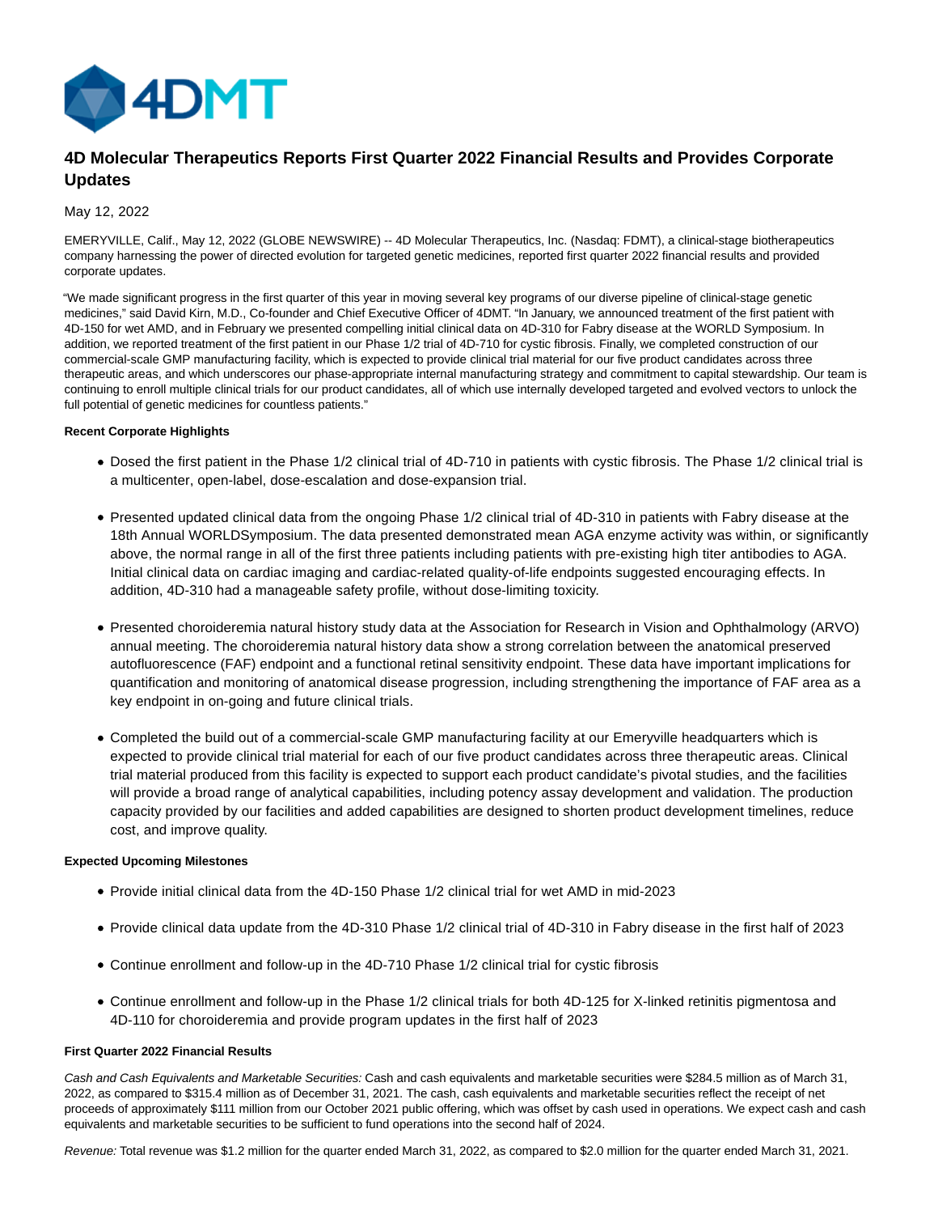# 4D Molecular Therapeutics Reports First Quarter 2022 Financial Results and Provides Corporate Updates

May 12, 2022

EMERYVILLE, Calif., May 12, 2022 (GLOBE NEWSWIRE) -- 4D Molecular Therapeutics, Inc. (Nasdaq: FDMT), a clinical-stage biotherapeutics company harnessing the power of directed evolution for targeted genetic medicines, reported first quarter 2022 financial results and provided corporate updates.

"We made significant progress in the first quarter of this year in moving several key programs of our diverse pipeline of clinical-stage genetic medicines," said David Kirn, M.D., Co-founder and Chief Executive Officer of 4DMT. "In January, we announced treatment of the first patient with 4D-150 for wet AMD, and in February we presented compelling initial clinical data on 4D-310 for Fabry disease at the WORLD Symposium. In addition, we reported treatment of the first patient in our Phase 1/2 trial of 4D-710 for cystic fibrosis. Finally, we completed construction of our commercial-scale GMP manufacturing facility, which is expected to provide clinical trial material for our five product candidates across three therapeutic areas, and which underscores our phase-appropriate internal manufacturing strategy and commitment to capital stewardship. Our team is continuing to enroll multiple clinical trials for our product candidates, all of which use internally developed targeted and evolved vectors to unlock the full potential of genetic medicines for countless patients."

**Recent Corporate Highlights**

- Dosed the first patient in the Phase 1/2 clinical trial of 4D-710 in patients with cystic fibrosis. The Phase 1/2 clinical trial is a multicenter, open-label, dose-escalation and dose-expansion trial.
- Presented updated clinical data from the ongoing Phase 1/2 clinical trial of 4D-310 in patients with Fabry disease at the 18th Annual WORLDSymposium. The data presented demonstrated mean AGA enzyme activity was within, or significantly above, the normal range in all of the first three patients including patients with pre-existing high titer antibodies to AGA. Initial clinical data on cardiac imaging and cardiac-related quality-of-life endpoints suggested encouraging effects. In addition, 4D-310 had a manageable safety profile, without dose-limiting toxicity.
- Presented choroideremia natural history study data at the Association for Research in Vision and Ophthalmology (ARVO) annual meeting. The choroideremia natural history data show a strong correlation between the anatomical preserved autofluorescence (FAF) endpoint and a functional retinal sensitivity endpoint. These data have important implications for quantification and monitoring of anatomical disease progression, including strengthening the importance of FAF area as a key endpoint in on-going and future clinical trials.
- Completed the build out of a commercial-scale GMP manufacturing facility at our Emeryville headquarters which is expected to provide clinical trial material for each of our five product candidates across three therapeutic areas. Clinical trial material produced from this facility is expected to support each product candidate's pivotal studies, and the facilities will provide a broad range of analytical capabilities, including potency assay development and validation. The production capacity provided by our facilities and added capabilities are designed to shorten product development timelines, reduce cost, and improve quality.

**Expected Upcoming Milestones**

- Provide initial clinical data from the 4D-150 Phase 1/2 clinical trial for wet AMD in mid-2023
- Provide clinical data update from the 4D-310 Phase 1/2 clinical trial of 4D-310 in Fabry disease in the first half of 2023
- Continue enrollment and follow-up in the 4D-710 Phase 1/2 clinical trial for cystic fibrosis
- Continue enrollment and follow-up in the Phase 1/2 clinical trials for both 4D-125 for X-linked retinitis pigmentosa and 4D-110 for choroideremia and provide program updates in the first half of 2023

**First Quarter 2022 Financial Results**

*Cash and Cash Equivalents and Marketable Securities:* Cash and cash equivalents and marketable securities were $284.5 million as of March 31, 2022, as compared to $315.4 million as of December 31, 2021. The cash, cash equivalents and marketable securities reflect the receipt of net proceeds of approximately $111 million from our October 2021 public offering, which was offset by cash used in operations. We expect cash and cash equivalents and marketable securities to be sufficient to fund operations into the second half of 2024.

*Revenue:* Total revenue was $1.2 million for the quarter ended March 31, 2022, as compared to $2.0 million for the quarter ended March 31, 2021.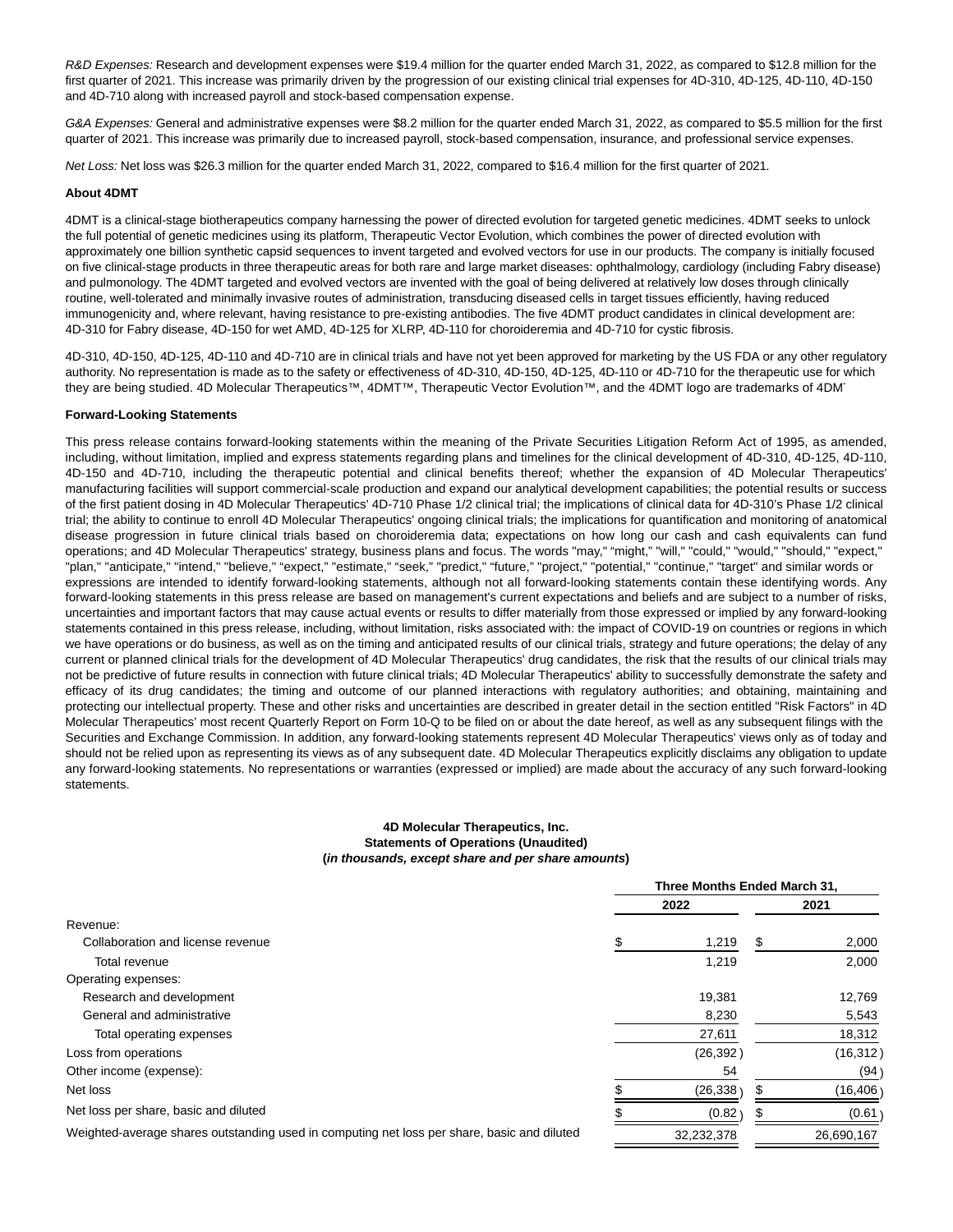*R&D Expenses:* Research and development expenses were $19.4 million for the quarter ended March 31, 2022, as compared to $12.8 million for the first quarter of 2021. This increase was primarily driven by the progression of our existing clinical trial expenses for 4D-310, 4D-125, 4D-110, 4D-150 and 4D-710 along with increased payroll and stock-based compensation expense.

*G&A Expenses:* General and administrative expenses were $8.2 million for the quarter ended March 31, 2022, as compared to $5.5 million for the first quarter of 2021. This increase was primarily due to increased payroll, stock-based compensation, insurance, and professional service expenses.

*Net Loss:* Net loss was $26.3 million for the quarter ended March 31, 2022, compared to $16.4 million for the first quarter of 2021.

**About 4DMT**

4DMT is a clinical-stage biotherapeutics company harnessing the power of directed evolution for targeted genetic medicines. 4DMT seeks to unlock the full potential of genetic medicines using its platform, Therapeutic Vector Evolution, which combines the power of directed evolution with approximately one billion synthetic capsid sequences to invent targeted and evolved vectors for use in our products. The company is initially focused on five clinical-stage products in three therapeutic areas for both rare and large market diseases: ophthalmology, cardiology (including Fabry disease) and pulmonology. The 4DMT targeted and evolved vectors are invented with the goal of being delivered at relatively low doses through clinically routine, well-tolerated and minimally invasive routes of administration, transducing diseased cells in target tissues efficiently, having reduced immunogenicity and, where relevant, having resistance to pre-existing antibodies. The five 4DMT product candidates in clinical development are: 4D-310 for Fabry disease, 4D-150 for wet AMD, 4D-125 for XLRP, 4D-110 for choroideremia and 4D-710 for cystic fibrosis.

4D-310, 4D-150, 4D-125, 4D-110 and 4D-710 are in clinical trials and have not yet been approved for marketing by the US FDA or any other regulatory authority. No representation is made as to the safety or effectiveness of 4D-310, 4D-150, 4D-125, 4D-110 or 4D-710 for the therapeutic use for which they are being studied. 4D Molecular Therapeutics™, 4DMT™, Therapeutic Vector Evolution™, and the 4DMT logo are trademarks of 4DMT.

**Forward-Looking Statements**

This press release contains forward-looking statements within the meaning of the Private Securities Litigation Reform Act of 1995, as amended, including, without limitation, implied and express statements regarding plans and timelines for the clinical development of 4D-310, 4D-125, 4D-110, 4D-150 and 4D-710, including the therapeutic potential and clinical benefits thereof; whether the expansion of 4D Molecular Therapeutics' manufacturing facilities will support commercial-scale production and expand our analytical development capabilities; the potential results or success of the first patient dosing in 4D Molecular Therapeutics' 4D-710 Phase 1/2 clinical trial; the implications of clinical data for 4D-310's Phase 1/2 clinical trial; the ability to continue to enroll 4D Molecular Therapeutics' ongoing clinical trials; the implications for quantification and monitoring of anatomical disease progression in future clinical trials based on choroideremia data; expectations on how long our cash and cash equivalents can fund operations; and 4D Molecular Therapeutics' strategy, business plans and focus. The words "may," "might," "will," "could," "would," "should," "expect," "plan," "anticipate," "intend," "believe," "expect," "estimate," "seek," "predict," "future," "project," "potential," "continue," "target" and similar words or expressions are intended to identify forward-looking statements, although not all forward-looking statements contain these identifying words. Any forward-looking statements in this press release are based on management's current expectations and beliefs and are subject to a number of risks, uncertainties and important factors that may cause actual events or results to differ materially from those expressed or implied by any forward-looking statements contained in this press release, including, without limitation, risks associated with: the impact of COVID-19 on countries or regions in which we have operations or do business, as well as on the timing and anticipated results of our clinical trials, strategy and future operations; the delay of any current or planned clinical trials for the development of 4D Molecular Therapeutics' drug candidates, the risk that the results of our clinical trials may not be predictive of future results in connection with future clinical trials; 4D Molecular Therapeutics' ability to successfully demonstrate the safety and efficacy of its drug candidates; the timing and outcome of our planned interactions with regulatory authorities; and obtaining, maintaining and protecting our intellectual property. These and other risks and uncertainties are described in greater detail in the section entitled "Risk Factors" in 4D Molecular Therapeutics' most recent Quarterly Report on Form 10-Q to be filed on or about the date hereof, as well as any subsequent filings with the Securities and Exchange Commission. In addition, any forward-looking statements represent 4D Molecular Therapeutics' views only as of today and should not be relied upon as representing its views as of any subsequent date. 4D Molecular Therapeutics explicitly disclaims any obligation to update any forward-looking statements. No representations or warranties (expressed or implied) are made about the accuracy of any such forward-looking statements.

**4D Molecular Therapeutics, Inc.**
**Statements of Operations (Unaudited)**
**(*in thousands, except share and per share amounts*)**

| | Three Months Ended March 31, | |
|---|---|---|
| | **2022** | **2021** |
| Revenue: | | |
| Collaboration and license revenue | $ 1,219 | $ 2,000 |
| Total revenue | 1,219 | 2,000 |
| Operating expenses: | | |
| Research and development | 19,381 | 12,769 |
| General and administrative | 8,230 | 5,543 |
| Total operating expenses | 27,611 | 18,312 |
| Loss from operations | (26,392) | (16,312) |
| Other income (expense): | 54 | (94) |
| Net loss | $ (26,338) | $ (16,406) |
| Net loss per share, basic and diluted | $ (0.82) | $ (0.61) |
| Weighted-average shares outstanding used in computing net loss per share, basic and diluted | 32,232,378 | 26,690,167 |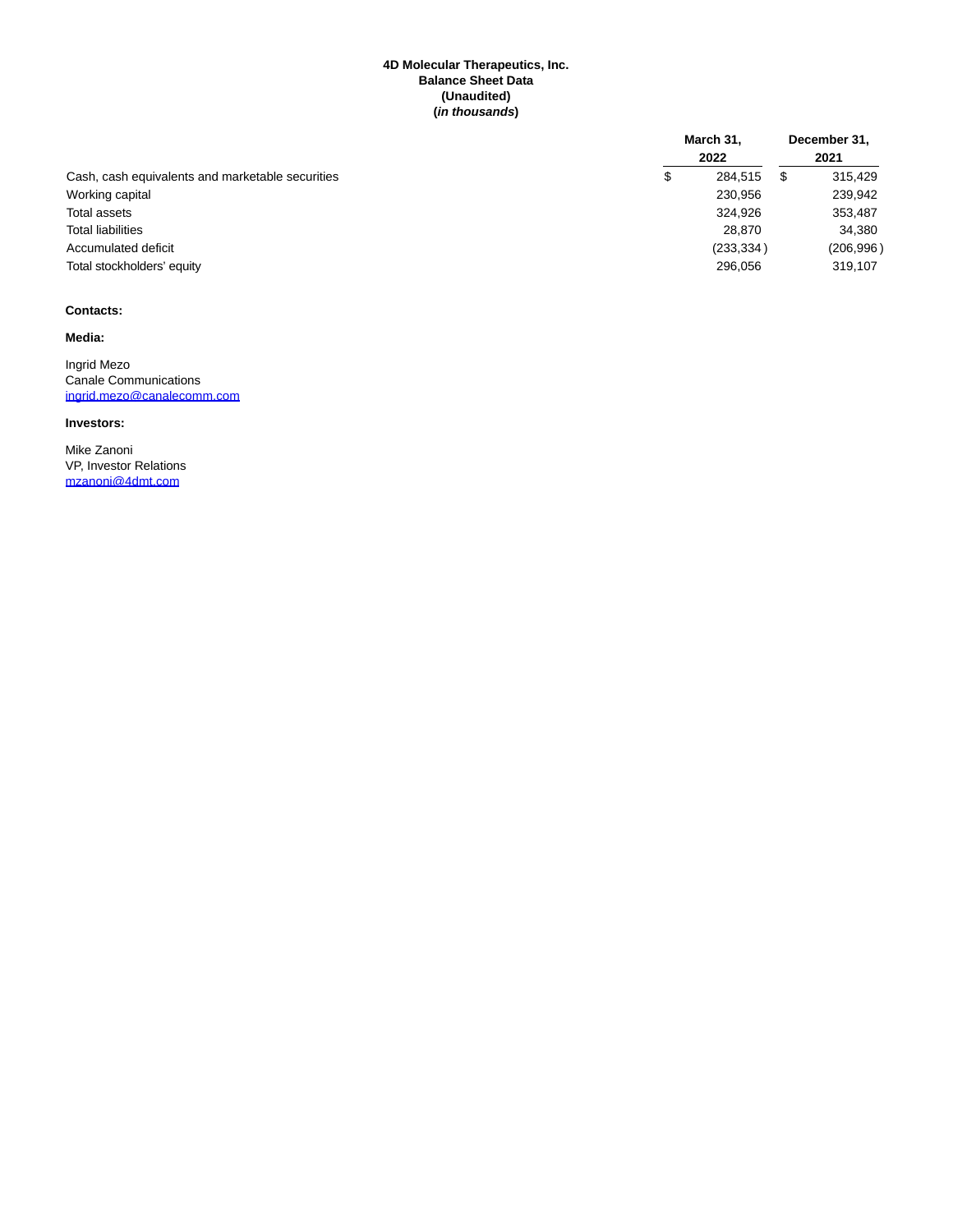**4D Molecular Therapeutics, Inc.**
**Balance Sheet Data**
**(Unaudited)**
**(*in thousands*)**

| | March 31, 2022 | December 31, 2021 |
|---|---|---|
| Cash, cash equivalents and marketable securities | $ 284,515 | $ 315,429 |
| Working capital | 230,956 | 239,942 |
| Total assets | 324,926 | 353,487 |
| Total liabilities | 28,870 | 34,380 |
| Accumulated deficit | (233,334) | (206,996) |
| Total stockholders' equity | 296,056 | 319,107 |

**Contacts:**

**Media:**

Ingrid Mezo
Canale Communications
ingrid.mezo@canalecomm.com

**Investors:**

Mike Zanoni
VP, Investor Relations
mzanoni@4dmt.com